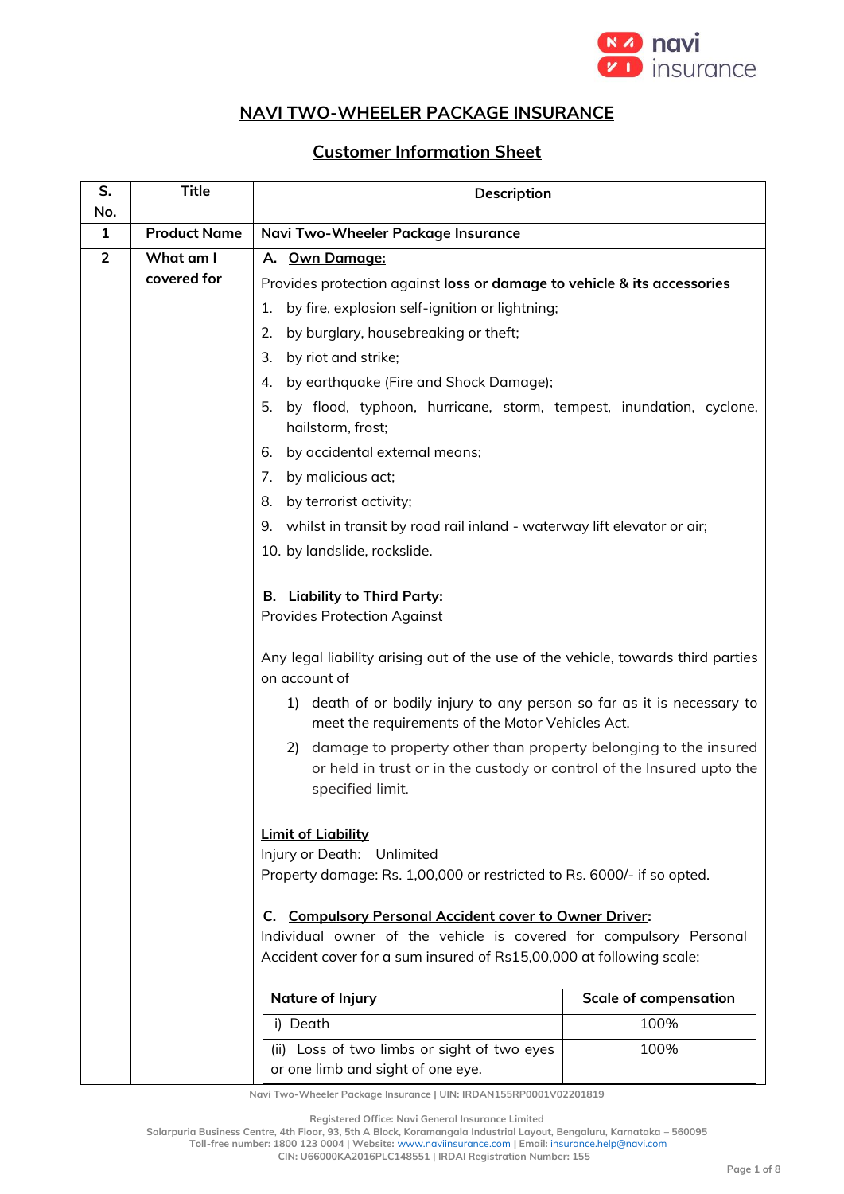# NAVI TWO-WHEELER PACKAGE INSURANCE

## Customer Information Sheet

| S. No. | Title | Description |
|---|---|---|
| 1 | Product Name | **Navi Two-Wheeler Package Insurance** |
| 2 | What am I covered for | **A. Own Damage:**<br>Provides protection against **loss or damage to vehicle & its accessories**<br>1. by fire, explosion self-ignition or lightning;<br>2. by burglary, housebreaking or theft;<br>3. by riot and strike;<br>4. by earthquake (Fire and Shock Damage);<br>5. by flood, typhoon, hurricane, storm, tempest, inundation, cyclone, hailstorm, frost;<br>6. by accidental external means;<br>7. by malicious act;<br>8. by terrorist activity;<br>9. whilst in transit by road rail inland - waterway lift elevator or air;<br>10. by landslide, rockslide.<br><br>**B. Liability to Third Party:**<br>Provides Protection Against<br><br>Any legal liability arising out of the use of the vehicle, towards third parties on account of<br>1) death of or bodily injury to any person so far as it is necessary to meet the requirements of the Motor Vehicles Act.<br>2) damage to property other than property belonging to the insured or held in trust or in the custody or control of the Insured upto the specified limit.<br><br>**Limit of Liability**<br>Injury or Death: Unlimited<br>Property damage: Rs. 1,00,000 or restricted to Rs. 6000/- if so opted.<br><br>**C. Compulsory Personal Accident cover to Owner Driver:**<br>Individual owner of the vehicle is covered for compulsory Personal Accident cover for a sum insured of Rs15,00,000 at following scale: |

| Nature of Injury | Scale of compensation |
|---|---|
| i) Death | 100% |
| (ii) Loss of two limbs or sight of two eyes or one limb and sight of one eye. | 100% |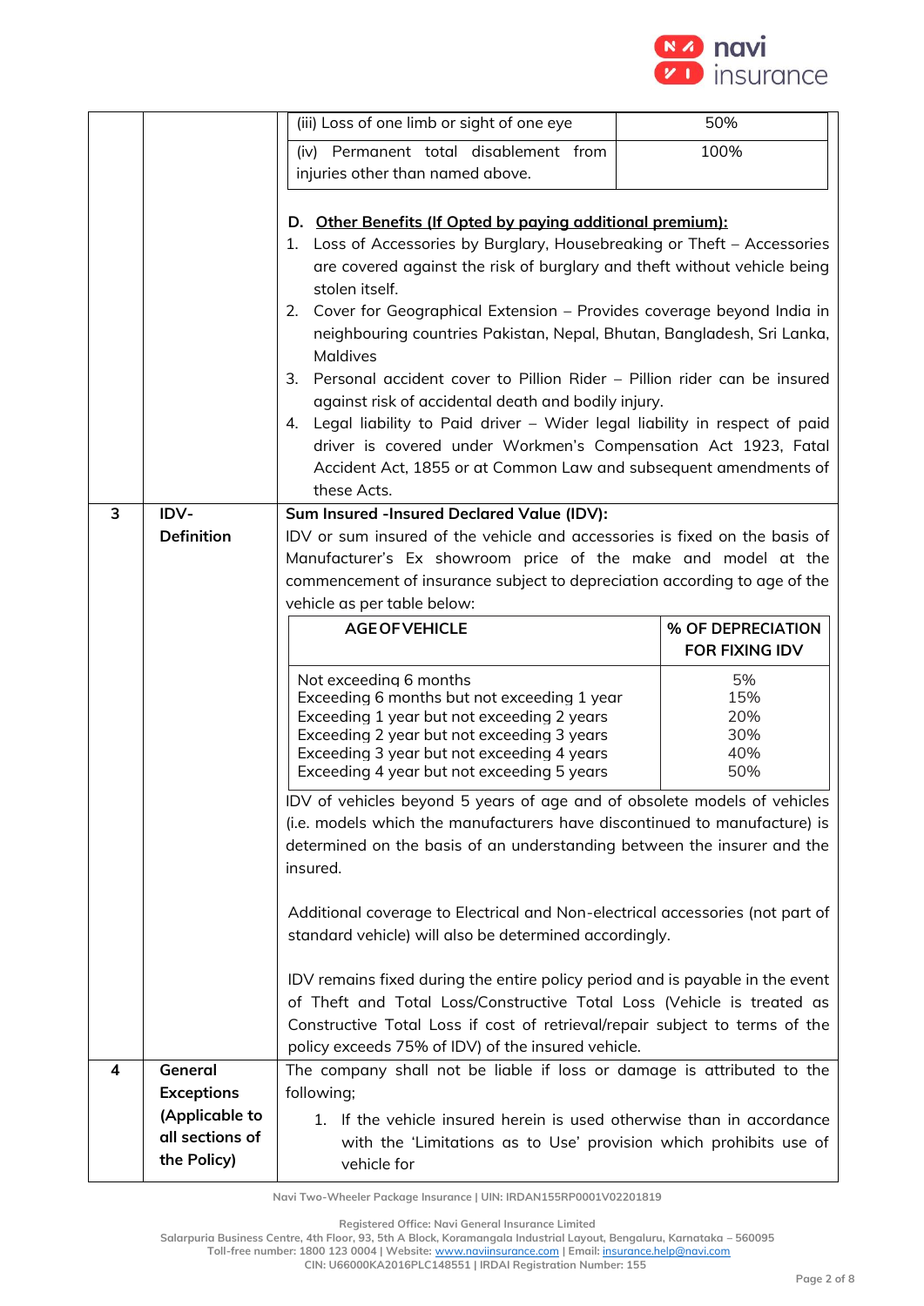| | | (iii) Loss of one limb or sight of one eye | 50% |
|---|---|---|---|
| | | (iv) Permanent total disablement from injuries other than named above. | 100% |

**D. Other Benefits (If Opted by paying additional premium):**

1. Loss of Accessories by Burglary, Housebreaking or Theft – Accessories are covered against the risk of burglary and theft without vehicle being stolen itself.
2. Cover for Geographical Extension – Provides coverage beyond India in neighbouring countries Pakistan, Nepal, Bhutan, Bangladesh, Sri Lanka, Maldives
3. Personal accident cover to Pillion Rider – Pillion rider can be insured against risk of accidental death and bodily injury.
4. Legal liability to Paid driver – Wider legal liability in respect of paid driver is covered under Workmen's Compensation Act 1923, Fatal Accident Act, 1855 or at Common Law and subsequent amendments of these Acts.

## 3 IDV- Definition

**Sum Insured -Insured Declared Value (IDV):**

IDV or sum insured of the vehicle and accessories is fixed on the basis of Manufacturer's Ex showroom price of the make and model at the commencement of insurance subject to depreciation according to age of the vehicle as per table below:

| AGE OF VEHICLE | % OF DEPRECIATION FOR FIXING IDV |
|---|---|
| Not exceeding 6 months | 5% |
| Exceeding 6 months but not exceeding 1 year | 15% |
| Exceeding 1 year but not exceeding 2 years | 20% |
| Exceeding 2 year but not exceeding 3 years | 30% |
| Exceeding 3 year but not exceeding 4 years | 40% |
| Exceeding 4 year but not exceeding 5 years | 50% |

IDV of vehicles beyond 5 years of age and of obsolete models of vehicles (i.e. models which the manufacturers have discontinued to manufacture) is determined on the basis of an understanding between the insurer and the insured.

Additional coverage to Electrical and Non-electrical accessories (not part of standard vehicle) will also be determined accordingly.

IDV remains fixed during the entire policy period and is payable in the event of Theft and Total Loss/Constructive Total Loss (Vehicle is treated as Constructive Total Loss if cost of retrieval/repair subject to terms of the policy exceeds 75% of IDV) of the insured vehicle.

## 4 General Exceptions (Applicable to all sections of the Policy)

The company shall not be liable if loss or damage is attributed to the following;

1. If the vehicle insured herein is used otherwise than in accordance with the 'Limitations as to Use' provision which prohibits use of vehicle for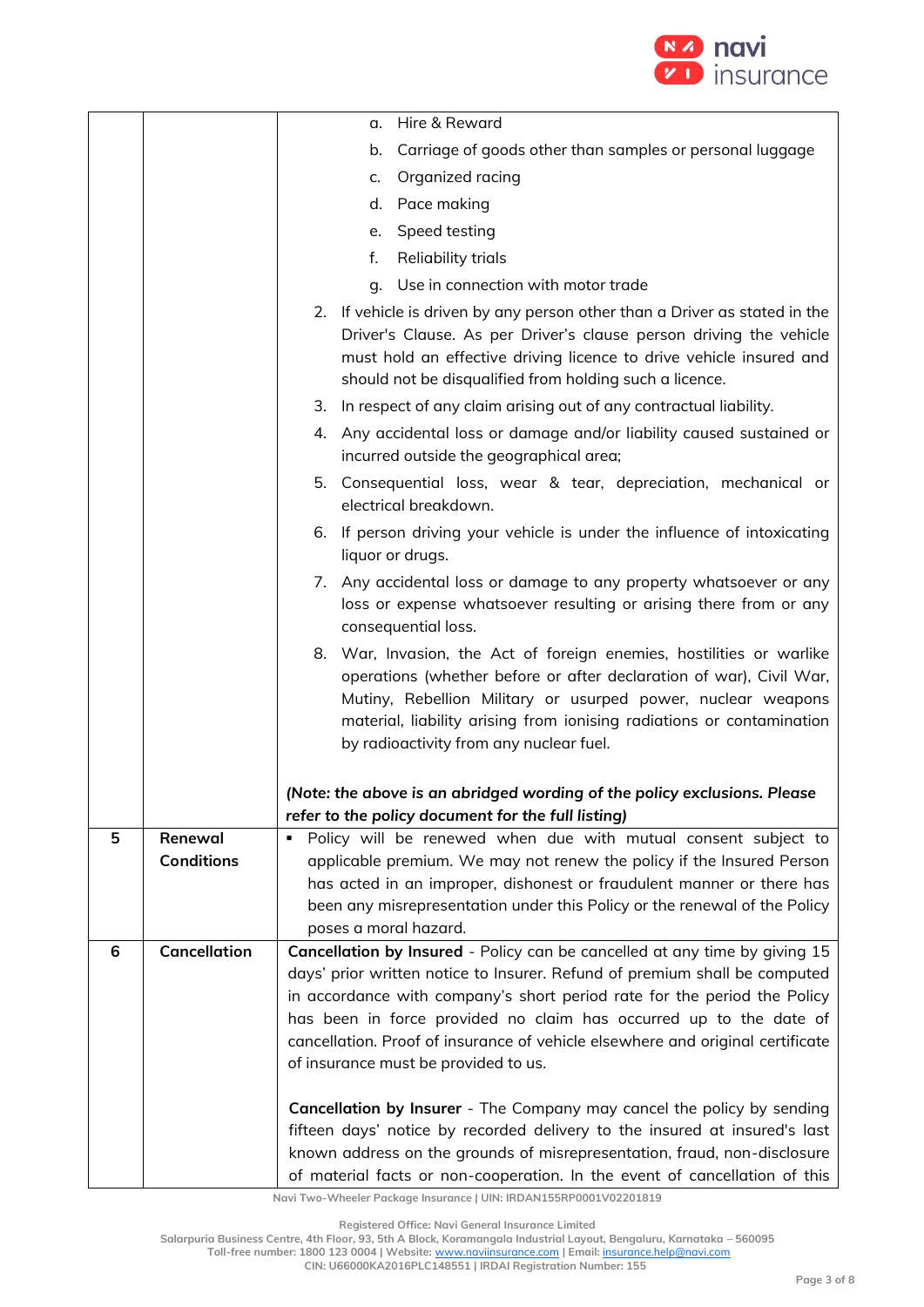| | | |
|---|---|---|
| | | a. Hire & Reward<br>b. Carriage of goods other than samples or personal luggage<br>c. Organized racing<br>d. Pace making<br>e. Speed testing<br>f. Reliability trials<br>g. Use in connection with motor trade<br>2. If vehicle is driven by any person other than a Driver as stated in the Driver's Clause. As per Driver's clause person driving the vehicle must hold an effective driving licence to drive vehicle insured and should not be disqualified from holding such a licence.<br>3. In respect of any claim arising out of any contractual liability.<br>4. Any accidental loss or damage and/or liability caused sustained or incurred outside the geographical area;<br>5. Consequential loss, wear & tear, depreciation, mechanical or electrical breakdown.<br>6. If person driving your vehicle is under the influence of intoxicating liquor or drugs.<br>7. Any accidental loss or damage to any property whatsoever or any loss or expense whatsoever resulting or arising there from or any consequential loss.<br>8. War, Invasion, the Act of foreign enemies, hostilities or warlike operations (whether before or after declaration of war), Civil War, Mutiny, Rebellion Military or usurped power, nuclear weapons material, liability arising from ionising radiations or contamination by radioactivity from any nuclear fuel.<br><br>***(Note: the above is an abridged wording of the policy exclusions. Please refer to the policy document for the full listing)*** |
| 5 | **Renewal Conditions** | ▪ Policy will be renewed when due with mutual consent subject to applicable premium. We may not renew the policy if the Insured Person has acted in an improper, dishonest or fraudulent manner or there has been any misrepresentation under this Policy or the renewal of the Policy poses a moral hazard. |
| 6 | **Cancellation** | **Cancellation by Insured** - Policy can be cancelled at any time by giving 15 days' prior written notice to Insurer. Refund of premium shall be computed in accordance with company's short period rate for the period the Policy has been in force provided no claim has occurred up to the date of cancellation. Proof of insurance of vehicle elsewhere and original certificate of insurance must be provided to us.<br><br>**Cancellation by Insurer** - The Company may cancel the policy by sending fifteen days' notice by recorded delivery to the insured at insured's last known address on the grounds of misrepresentation, fraud, non-disclosure of material facts or non-cooperation. In the event of cancellation of this |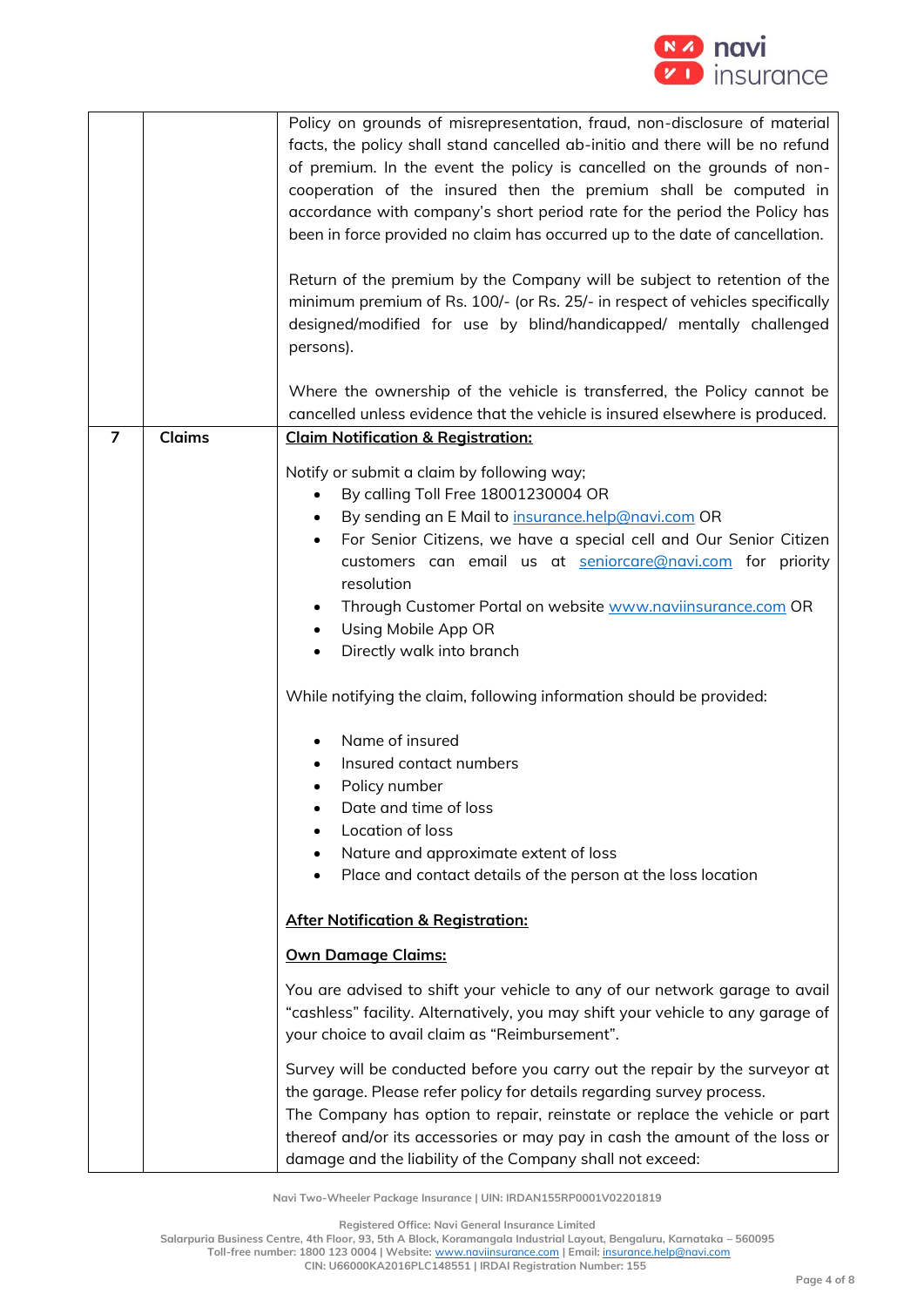| | | |
|---|---|---|
| | | Policy on grounds of misrepresentation, fraud, non-disclosure of material facts, the policy shall stand cancelled ab-initio and there will be no refund of premium. In the event the policy is cancelled on the grounds of non-cooperation of the insured then the premium shall be computed in accordance with company's short period rate for the period the Policy has been in force provided no claim has occurred up to the date of cancellation.<br><br>Return of the premium by the Company will be subject to retention of the minimum premium of Rs. 100/- (or Rs. 25/- in respect of vehicles specifically designed/modified for use by blind/handicapped/ mentally challenged persons).<br><br>Where the ownership of the vehicle is transferred, the Policy cannot be cancelled unless evidence that the vehicle is insured elsewhere is produced. |
| 7 | Claims | **<u>Claim Notification & Registration:</u>**<br><br>Notify or submit a claim by following way;<br>• By calling Toll Free 18001230004 OR<br>• By sending an E Mail to insurance.help@navi.com OR<br>• For Senior Citizens, we have a special cell and Our Senior Citizen customers can email us at seniorcare@navi.com for priority resolution<br>• Through Customer Portal on website www.naviinsurance.com OR<br>• Using Mobile App OR<br>• Directly walk into branch<br><br>While notifying the claim, following information should be provided:<br><br>• Name of insured<br>• Insured contact numbers<br>• Policy number<br>• Date and time of loss<br>• Location of loss<br>• Nature and approximate extent of loss<br>• Place and contact details of the person at the loss location<br><br>**<u>After Notification & Registration:</u>**<br><br>**<u>Own Damage Claims:</u>**<br><br>You are advised to shift your vehicle to any of our network garage to avail "cashless" facility. Alternatively, you may shift your vehicle to any garage of your choice to avail claim as "Reimbursement".<br><br>Survey will be conducted before you carry out the repair by the surveyor at the garage. Please refer policy for details regarding survey process.<br>The Company has option to repair, reinstate or replace the vehicle or part thereof and/or its accessories or may pay in cash the amount of the loss or damage and the liability of the Company shall not exceed: |

Navi Two-Wheeler Package Insurance | UIN: IRDAN155RP0001V02201819

Registered Office: Navi General Insurance Limited
Salarpuria Business Centre, 4th Floor, 93, 5th A Block, Koramangala Industrial Layout, Bengaluru, Karnataka – 560095
Toll-free number: 1800 123 0004 | Website: www.naviinsurance.com | Email: insurance.help@navi.com
CIN: U66000KA2016PLC148551 | IRDAI Registration Number: 155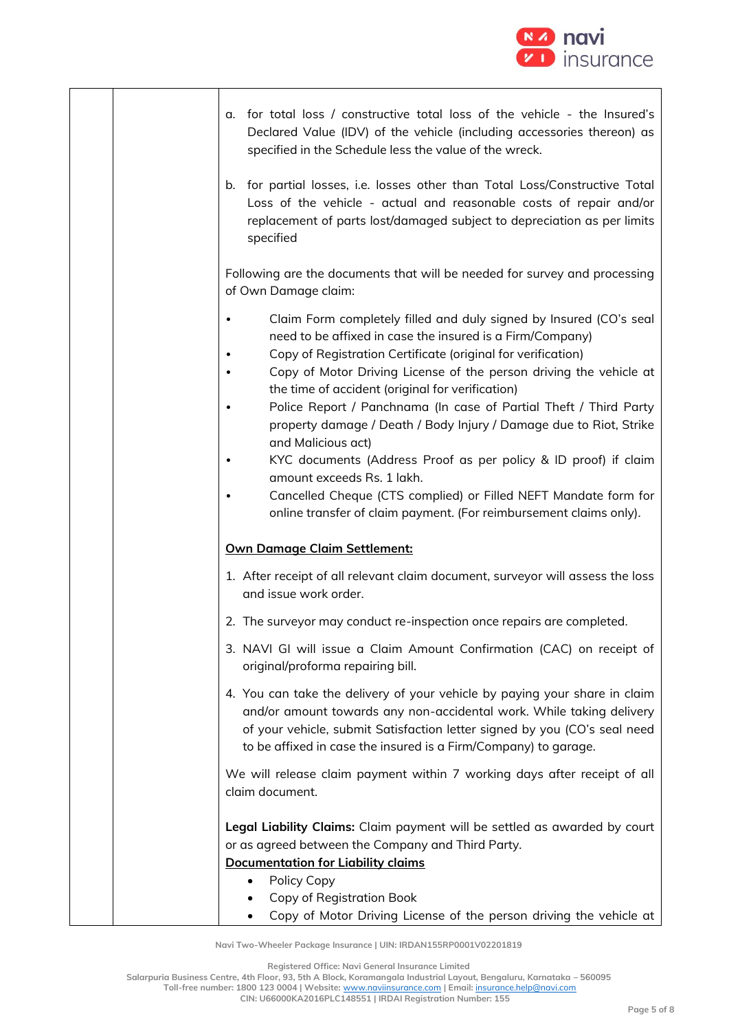| | | a. for total loss / constructive total loss of the vehicle - the Insured's Declared Value (IDV) of the vehicle (including accessories thereon) as specified in the Schedule less the value of the wreck.<br><br>b. for partial losses, i.e. losses other than Total Loss/Constructive Total Loss of the vehicle - actual and reasonable costs of repair and/or replacement of parts lost/damaged subject to depreciation as per limits specified<br><br>Following are the documents that will be needed for survey and processing of Own Damage claim:<br><br>• Claim Form completely filled and duly signed by Insured (CO's seal need to be affixed in case the insured is a Firm/Company)<br>• Copy of Registration Certificate (original for verification)<br>• Copy of Motor Driving License of the person driving the vehicle at the time of accident (original for verification)<br>• Police Report / Panchnama (In case of Partial Theft / Third Party property damage / Death / Body Injury / Damage due to Riot, Strike and Malicious act)<br>• KYC documents (Address Proof as per policy & ID proof) if claim amount exceeds Rs. 1 lakh.<br>• Cancelled Cheque (CTS complied) or Filled NEFT Mandate form for online transfer of claim payment. (For reimbursement claims only).<br><br>**<u>Own Damage Claim Settlement:</u>**<br><br>1. After receipt of all relevant claim document, surveyor will assess the loss and issue work order.<br>2. The surveyor may conduct re-inspection once repairs are completed.<br>3. NAVI GI will issue a Claim Amount Confirmation (CAC) on receipt of original/proforma repairing bill.<br>4. You can take the delivery of your vehicle by paying your share in claim and/or amount towards any non-accidental work. While taking delivery of your vehicle, submit Satisfaction letter signed by you (CO's seal need to be affixed in case the insured is a Firm/Company) to garage.<br><br>We will release claim payment within 7 working days after receipt of all claim document.<br><br>**Legal Liability Claims:** Claim payment will be settled as awarded by court or as agreed between the Company and Third Party.<br>**<u>Documentation for Liability claims</u>**<br>• Policy Copy<br>• Copy of Registration Book<br>• Copy of Motor Driving License of the person driving the vehicle at |
|---|---|---|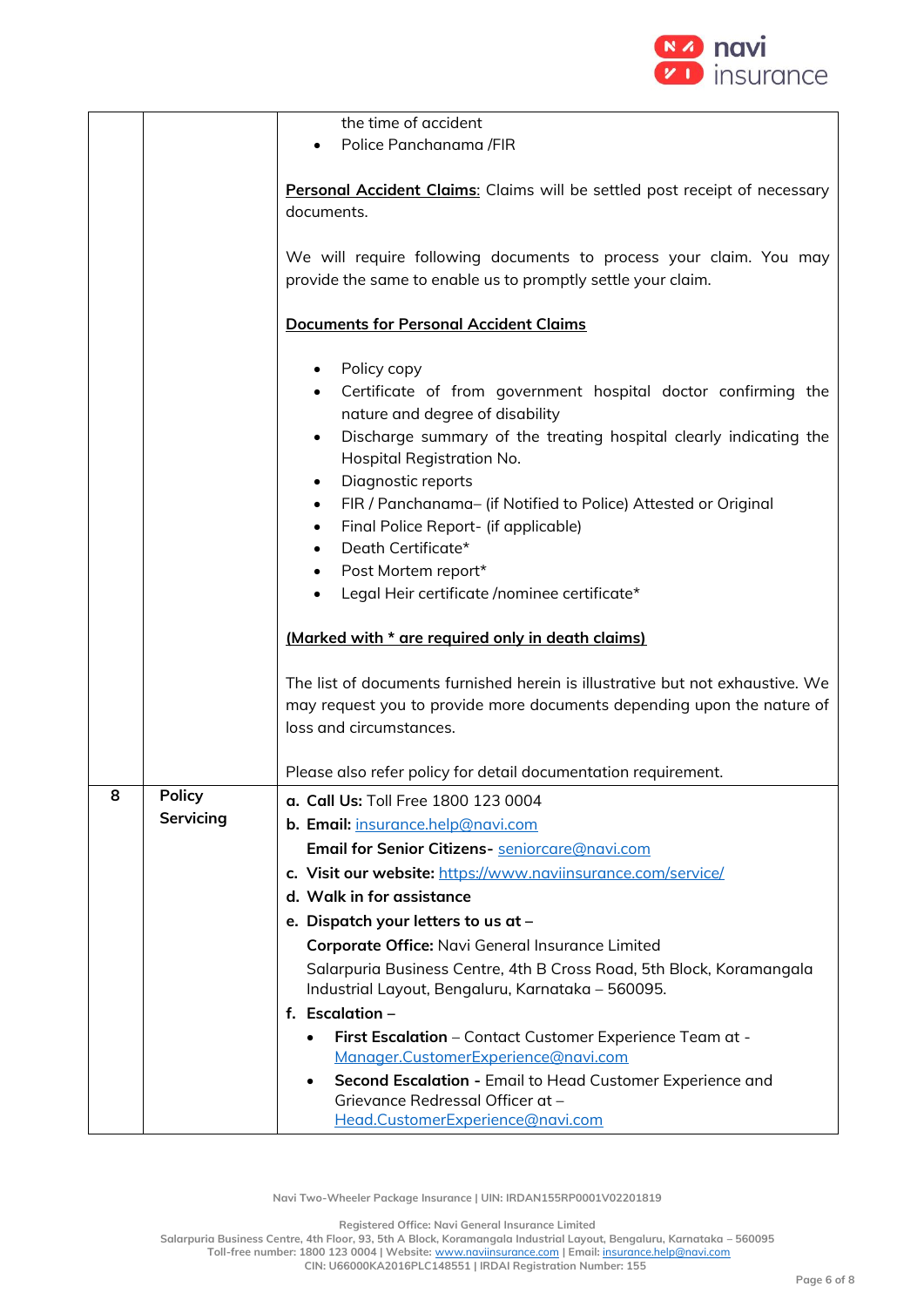| | | |
|---|---|---|
| | | the time of accident<br>• Police Panchanama /FIR<br><br><u>**Personal Accident Claims**</u>: Claims will be settled post receipt of necessary documents.<br><br>We will require following documents to process your claim. You may provide the same to enable us to promptly settle your claim.<br><br><u>**Documents for Personal Accident Claims**</u><br><br>• Policy copy<br>• Certificate of from government hospital doctor confirming the nature and degree of disability<br>• Discharge summary of the treating hospital clearly indicating the Hospital Registration No.<br>• Diagnostic reports<br>• FIR / Panchanama– (if Notified to Police) Attested or Original<br>• Final Police Report- (if applicable)<br>• Death Certificate*<br>• Post Mortem report*<br>• Legal Heir certificate /nominee certificate*<br><br><u>**(Marked with * are required only in death claims)**</u><br><br>The list of documents furnished herein is illustrative but not exhaustive. We may request you to provide more documents depending upon the nature of loss and circumstances.<br><br>Please also refer policy for detail documentation requirement. |
| 8 | **Policy Servicing** | **a. Call Us:** Toll Free 1800 123 0004<br>**b. Email:** insurance.help@navi.com<br>**Email for Senior Citizens-** seniorcare@navi.com<br>**c. Visit our website:** https://www.naviinsurance.com/service/<br>**d. Walk in for assistance**<br>**e. Dispatch your letters to us at –**<br>**Corporate Office:** Navi General Insurance Limited<br>Salarpuria Business Centre, 4th B Cross Road, 5th Block, Koramangala Industrial Layout, Bengaluru, Karnataka – 560095.<br>**f. Escalation –**<br>• **First Escalation** – Contact Customer Experience Team at - Manager.CustomerExperience@navi.com<br>• **Second Escalation -** Email to Head Customer Experience and Grievance Redressal Officer at – Head.CustomerExperience@navi.com |

Navi Two-Wheeler Package Insurance | UIN: IRDAN155RP0001V02201819

Registered Office: Navi General Insurance Limited
Salarpuria Business Centre, 4th Floor, 93, 5th A Block, Koramangala Industrial Layout, Bengaluru, Karnataka – 560095
Toll-free number: 1800 123 0004 | Website: www.naviinsurance.com | Email: insurance.help@navi.com
CIN: U66000KA2016PLC148551 | IRDAI Registration Number: 155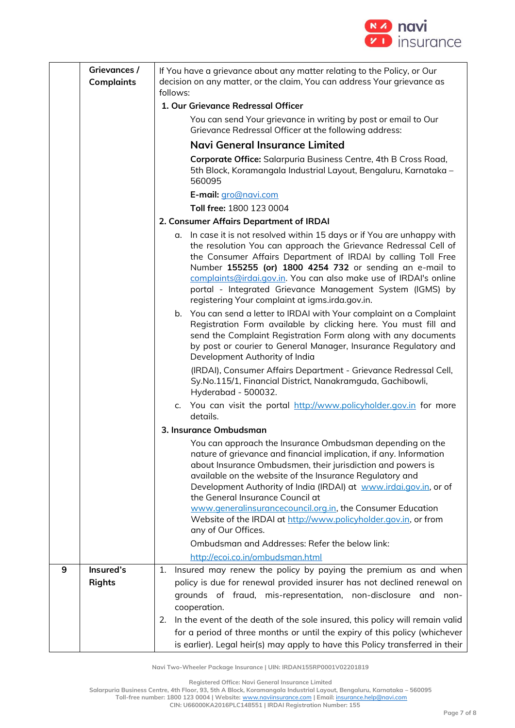| | Grievances / Complaints | If You have a grievance about any matter relating to the Policy, or Our decision on any matter, or the claim, You can address Your grievance as follows:<br>**1. Our Grievance Redressal Officer**<br>You can send Your grievance in writing by post or email to Our Grievance Redressal Officer at the following address:<br>**Navi General Insurance Limited**<br>**Corporate Office:** Salarpuria Business Centre, 4th B Cross Road, 5th Block, Koramangala Industrial Layout, Bengaluru, Karnataka – 560095<br>**E-mail:** gro@navi.com<br>**Toll free:** 1800 123 0004<br>**2. Consumer Affairs Department of IRDAI**<br>a. In case it is not resolved within 15 days or if You are unhappy with the resolution You can approach the Grievance Redressal Cell of the Consumer Affairs Department of IRDAI by calling Toll Free Number **155255 (or) 1800 4254 732** or sending an e-mail to complaints@irdai.gov.in. You can also make use of IRDAI's online portal - Integrated Grievance Management System (IGMS) by registering Your complaint at igms.irda.gov.in.<br>b. You can send a letter to IRDAI with Your complaint on a Complaint Registration Form available by clicking here. You must fill and send the Complaint Registration Form along with any documents by post or courier to General Manager, Insurance Regulatory and Development Authority of India<br>(IRDAI), Consumer Affairs Department - Grievance Redressal Cell, Sy.No.115/1, Financial District, Nanakramguda, Gachibowli, Hyderabad - 500032.<br>c. You can visit the portal http://www.policyholder.gov.in for more details.<br>**3. Insurance Ombudsman**<br>You can approach the Insurance Ombudsman depending on the nature of grievance and financial implication, if any. Information about Insurance Ombudsmen, their jurisdiction and powers is available on the website of the Insurance Regulatory and Development Authority of India (IRDAI) at www.irdai.gov.in, or of the General Insurance Council at www.generalinsurancecouncil.org.in, the Consumer Education Website of the IRDAI at http://www.policyholder.gov.in, or from any of Our Offices.<br>Ombudsman and Addresses: Refer the below link:<br>http://ecoi.co.in/ombudsman.html |
|---|---|---|
| 9 | Insured's Rights | 1. Insured may renew the policy by paying the premium as and when policy is due for renewal provided insurer has not declined renewal on grounds of fraud, mis-representation, non-disclosure and non-cooperation.<br>2. In the event of the death of the sole insured, this policy will remain valid for a period of three months or until the expiry of this policy (whichever is earlier). Legal heir(s) may apply to have this Policy transferred in their |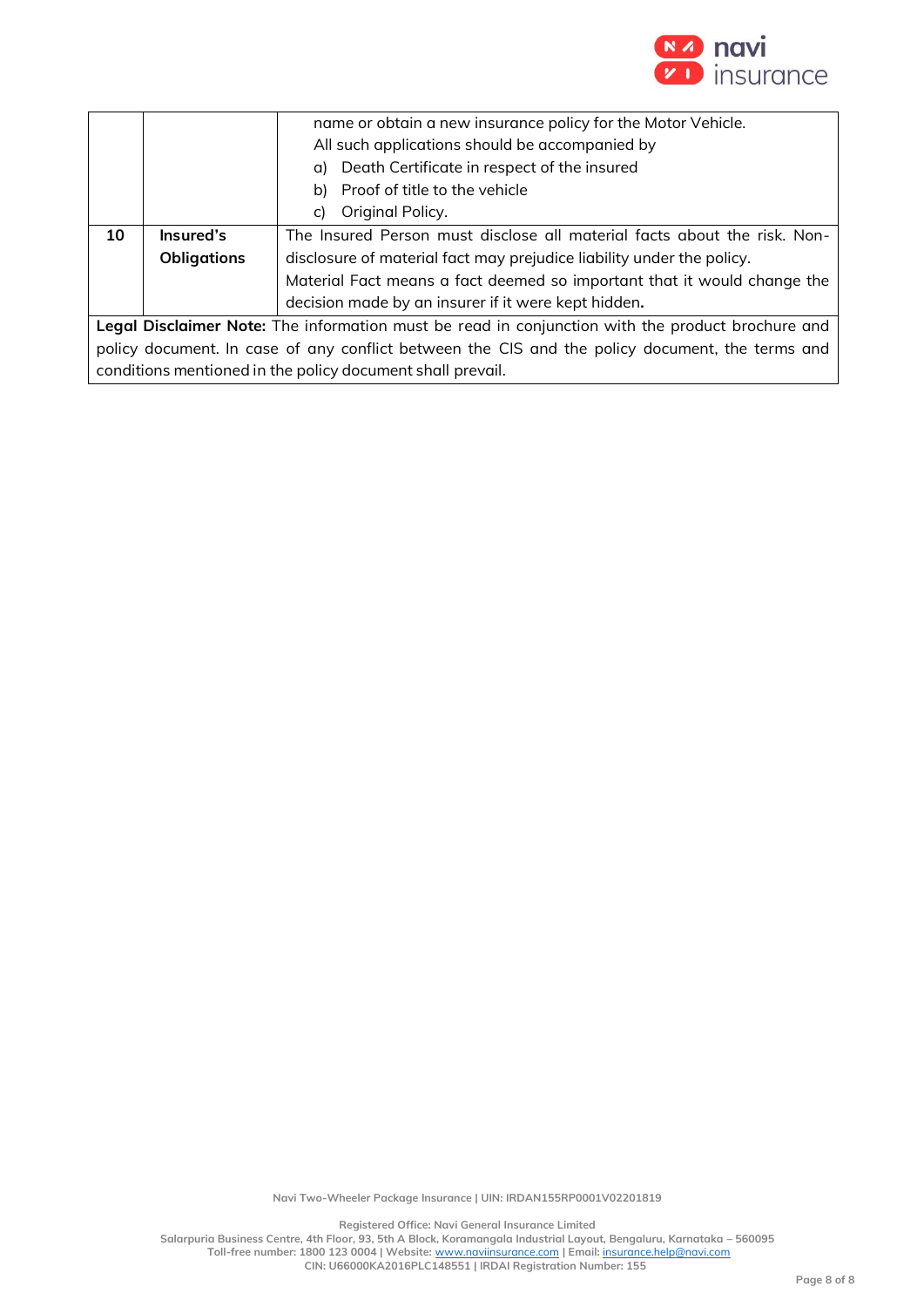| | | |
|---|---|---|
| | | name or obtain a new insurance policy for the Motor Vehicle.<br>All such applications should be accompanied by<br>a) Death Certificate in respect of the insured<br>b) Proof of title to the vehicle<br>c) Original Policy. |
| **10** | **Insured's Obligations** | The Insured Person must disclose all material facts about the risk. Non-disclosure of material fact may prejudice liability under the policy.<br>Material Fact means a fact deemed so important that it would change the decision made by an insurer if it were kept hidden**.** |
| **Legal Disclaimer Note:** The information must be read in conjunction with the product brochure and policy document. In case of any conflict between the CIS and the policy document, the terms and conditions mentioned in the policy document shall prevail. | | |